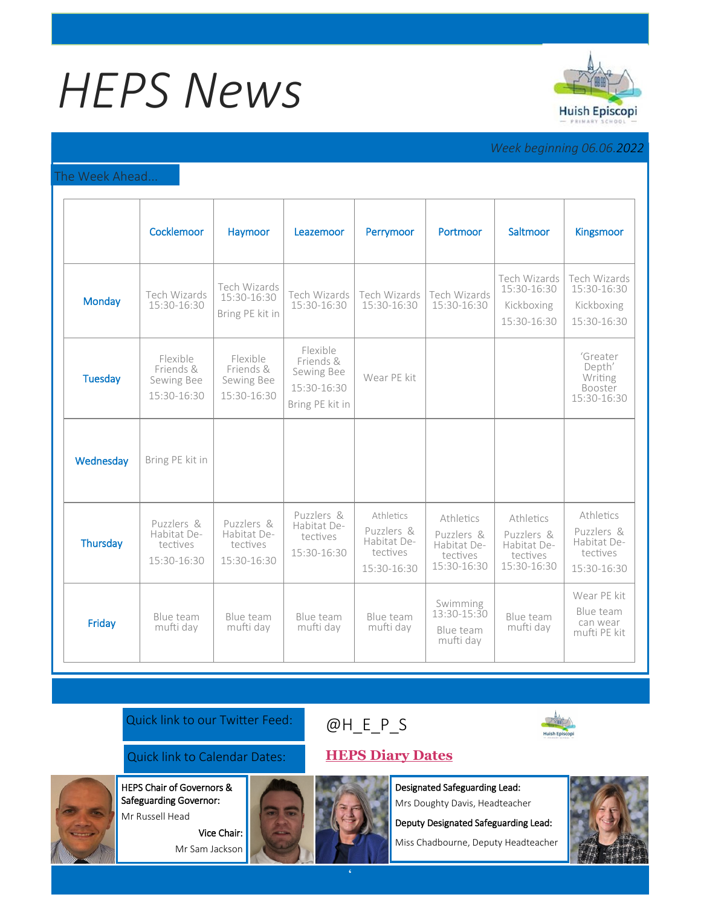# HEPS News

*Week beginning 06.06.2022*

## The Week Ahead...

| | Cocklemoor | Haymoor | Leazemoor | Perrymoor | Portmoor | Saltmoor | Kingsmoor |
|---|---|---|---|---|---|---|---|
| **Monday** | Tech Wizards 15:30-16:30 | Tech Wizards 15:30-16:30<br>Bring PE kit in | Tech Wizards 15:30-16:30 | Tech Wizards 15:30-16:30 | Tech Wizards 15:30-16:30 | Tech Wizards 15:30-16:30<br>Kickboxing<br>15:30-16:30 | Tech Wizards 15:30-16:30<br>Kickboxing<br>15:30-16:30 |
| **Tuesday** | Flexible Friends & Sewing Bee<br>15:30-16:30 | Flexible Friends & Sewing Bee<br>15:30-16:30 | Flexible Friends & Sewing Bee<br>15:30-16:30<br>Bring PE kit in | Wear PE kit | | | 'Greater Depth' Writing Booster 15:30-16:30 |
| **Wednesday** | Bring PE kit in | | | | | | |
| **Thursday** | Puzzlers & Habitat Detectives<br>15:30-16:30 | Puzzlers & Habitat Detectives<br>15:30-16:30 | Puzzlers & Habitat Detectives<br>15:30-16:30 | Athletics<br>Puzzlers & Habitat Detectives<br>15:30-16:30 | Athletics<br>Puzzlers & Habitat Detectives 15:30-16:30 | Athletics<br>Puzzlers & Habitat Detectives 15:30-16:30 | Athletics<br>Puzzlers & Habitat Detectives<br>15:30-16:30 |
| **Friday** | Blue team mufti day | Blue team mufti day | Blue team mufti day | Blue team mufti day | Swimming 13:30-15:30<br>Blue team mufti day | Blue team mufti day | Wear PE kit<br>Blue team can wear mufti PE kit |

Quick link to our Twitter Feed: @H_E_P_S

Quick link to Calendar Dates: **HEPS Diary Dates**

**HEPS Chair of Governors & Safeguarding Governor:**
Mr Russell Head

**Vice Chair:**
Mr Sam Jackson

**Designated Safeguarding Lead:**
Mrs Doughty Davis, Headteacher

**Deputy Designated Safeguarding Lead:**
Miss Chadbourne, Deputy Headteacher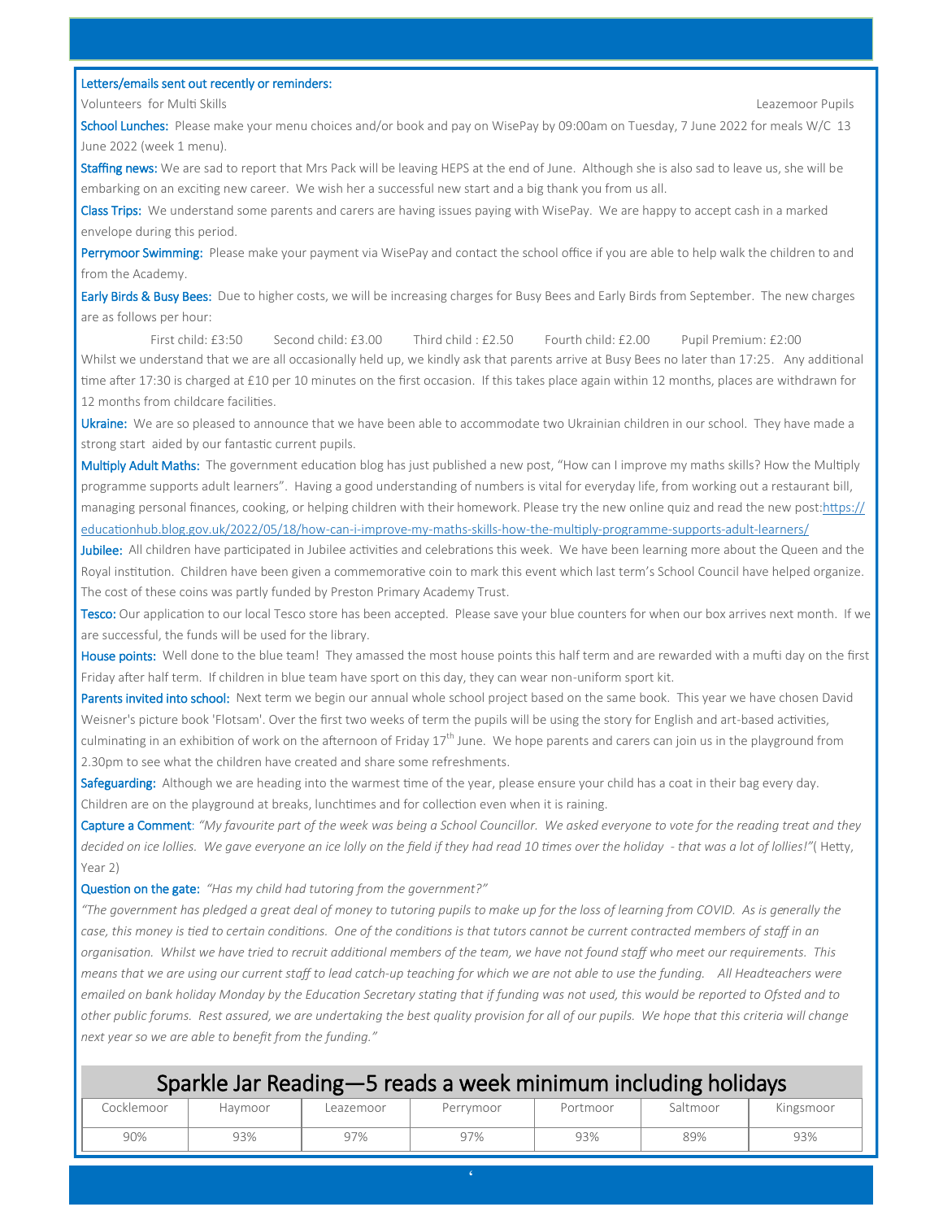**Letters/emails sent out recently or reminders:**

Volunteers for Multi Skills — Leazemoor Pupils

**School Lunches:** Please make your menu choices and/or book and pay on WisePay by 09:00am on Tuesday, 7 June 2022 for meals W/C 13 June 2022 (week 1 menu).

**Staffing news:** We are sad to report that Mrs Pack will be leaving HEPS at the end of June. Although she is also sad to leave us, she will be embarking on an exciting new career. We wish her a successful new start and a big thank you from us all.

**Class Trips:** We understand some parents and carers are having issues paying with WisePay. We are happy to accept cash in a marked envelope during this period.

**Perrymoor Swimming:** Please make your payment via WisePay and contact the school office if you are able to help walk the children to and from the Academy.

**Early Birds & Busy Bees:** Due to higher costs, we will be increasing charges for Busy Bees and Early Birds from September. The new charges are as follows per hour:

First child: £3:50 Second child: £3.00 Third child : £2.50 Fourth child: £2.00 Pupil Premium: £2:00

Whilst we understand that we are all occasionally held up, we kindly ask that parents arrive at Busy Bees no later than 17:25. Any additional time after 17:30 is charged at £10 per 10 minutes on the first occasion. If this takes place again within 12 months, places are withdrawn for 12 months from childcare facilities.

**Ukraine:** We are so pleased to announce that we have been able to accommodate two Ukrainian children in our school. They have made a strong start aided by our fantastic current pupils.

**Multiply Adult Maths:** The government education blog has just published a new post, "How can I improve my maths skills? How the Multiply programme supports adult learners". Having a good understanding of numbers is vital for everyday life, from working out a restaurant bill, managing personal finances, cooking, or helping children with their homework. Please try the new online quiz and read the new post:https://educationhub.blog.gov.uk/2022/05/18/how-can-i-improve-my-maths-skills-how-the-multiply-programme-supports-adult-learners/

**Jubilee:** All children have participated in Jubilee activities and celebrations this week. We have been learning more about the Queen and the Royal institution. Children have been given a commemorative coin to mark this event which last term's School Council have helped organize. The cost of these coins was partly funded by Preston Primary Academy Trust.

**Tesco:** Our application to our local Tesco store has been accepted. Please save your blue counters for when our box arrives next month. If we are successful, the funds will be used for the library.

**House points:** Well done to the blue team! They amassed the most house points this half term and are rewarded with a mufti day on the first Friday after half term. If children in blue team have sport on this day, they can wear non-uniform sport kit.

**Parents invited into school:** Next term we begin our annual whole school project based on the same book. This year we have chosen David Weisner's picture book 'Flotsam'. Over the first two weeks of term the pupils will be using the story for English and art-based activities, culminating in an exhibition of work on the afternoon of Friday 17th June. We hope parents and carers can join us in the playground from 2.30pm to see what the children have created and share some refreshments.

**Safeguarding:** Although we are heading into the warmest time of the year, please ensure your child has a coat in their bag every day. Children are on the playground at breaks, lunchtimes and for collection even when it is raining.

**Capture a Comment**: *"My favourite part of the week was being a School Councillor. We asked everyone to vote for the reading treat and they decided on ice lollies. We gave everyone an ice lolly on the field if they had read 10 times over the holiday - that was a lot of lollies!"*( Hetty, Year 2)

**Question on the gate:** *"Has my child had tutoring from the government?"*

*"The government has pledged a great deal of money to tutoring pupils to make up for the loss of learning from COVID. As is generally the case, this money is tied to certain conditions. One of the conditions is that tutors cannot be current contracted members of staff in an organisation. Whilst we have tried to recruit additional members of the team, we have not found staff who meet our requirements. This means that we are using our current staff to lead catch-up teaching for which we are not able to use the funding. All Headteachers were emailed on bank holiday Monday by the Education Secretary stating that if funding was not used, this would be reported to Ofsted and to other public forums. Rest assured, we are undertaking the best quality provision for all of our pupils. We hope that this criteria will change next year so we are able to benefit from the funding."*

## Sparkle Jar Reading—5 reads a week minimum including holidays

| Cocklemoor | Haymoor | Leazemoor | Perrymoor | Portmoor | Saltmoor | Kingsmoor |
|---|---|---|---|---|---|---|
| 90% | 93% | 97% | 97% | 93% | 89% | 93% |